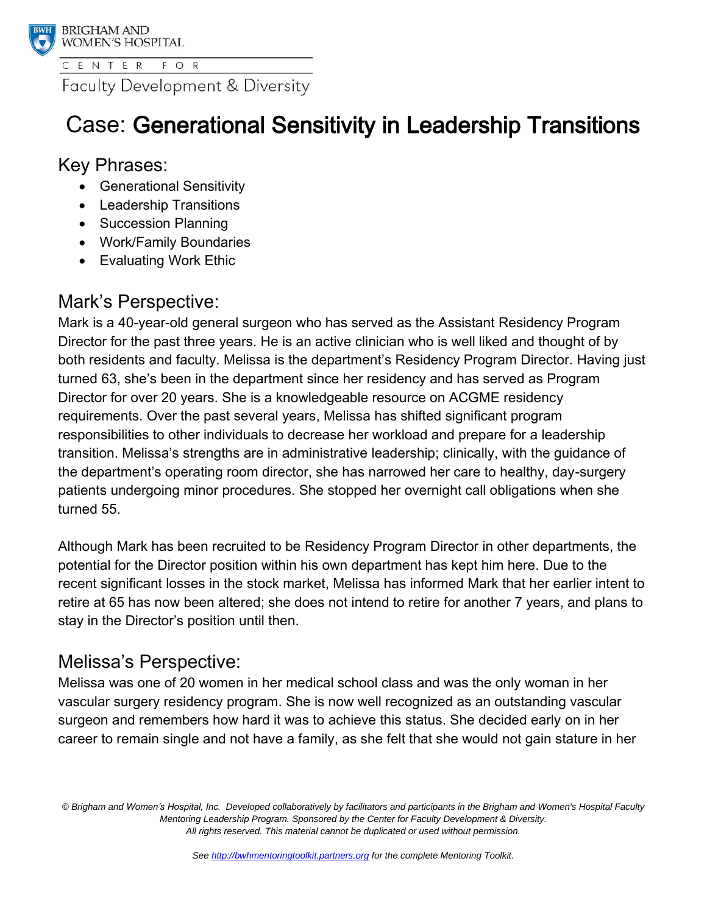BRIGHAM AND WOMEN'S HOSPITAL

CENTER FOR

Faculty Development & Diversity

# Case: Generational Sensitivity in Leadership Transitions

## Key Phrases:

- Generational Sensitivity
- Leadership Transitions
- Succession Planning
- Work/Family Boundaries
- Evaluating Work Ethic

## Mark's Perspective:

Mark is a 40-year-old general surgeon who has served as the Assistant Residency Program Director for the past three years. He is an active clinician who is well liked and thought of by both residents and faculty. Melissa is the department's Residency Program Director. Having just turned 63, she's been in the department since her residency and has served as Program Director for over 20 years. She is a knowledgeable resource on ACGME residency requirements. Over the past several years, Melissa has shifted significant program responsibilities to other individuals to decrease her workload and prepare for a leadership transition. Melissa's strengths are in administrative leadership; clinically, with the guidance of the department's operating room director, she has narrowed her care to healthy, day-surgery patients undergoing minor procedures. She stopped her overnight call obligations when she turned 55.

Although Mark has been recruited to be Residency Program Director in other departments, the potential for the Director position within his own department has kept him here. Due to the recent significant losses in the stock market, Melissa has informed Mark that her earlier intent to retire at 65 has now been altered; she does not intend to retire for another 7 years, and plans to stay in the Director's position until then.

## Melissa's Perspective:

Melissa was one of 20 women in her medical school class and was the only woman in her vascular surgery residency program. She is now well recognized as an outstanding vascular surgeon and remembers how hard it was to achieve this status. She decided early on in her career to remain single and not have a family, as she felt that she would not gain stature in her

*© Brigham and Women's Hospital, Inc. Developed collaboratively by facilitators and participants in the Brigham and Women's Hospital Faculty Mentoring Leadership Program. Sponsored by the Center for Faculty Development & Diversity. All rights reserved. This material cannot be duplicated or used without permission.*

*See http://bwhmentoringtoolkit.partners.org for the complete Mentoring Toolkit.*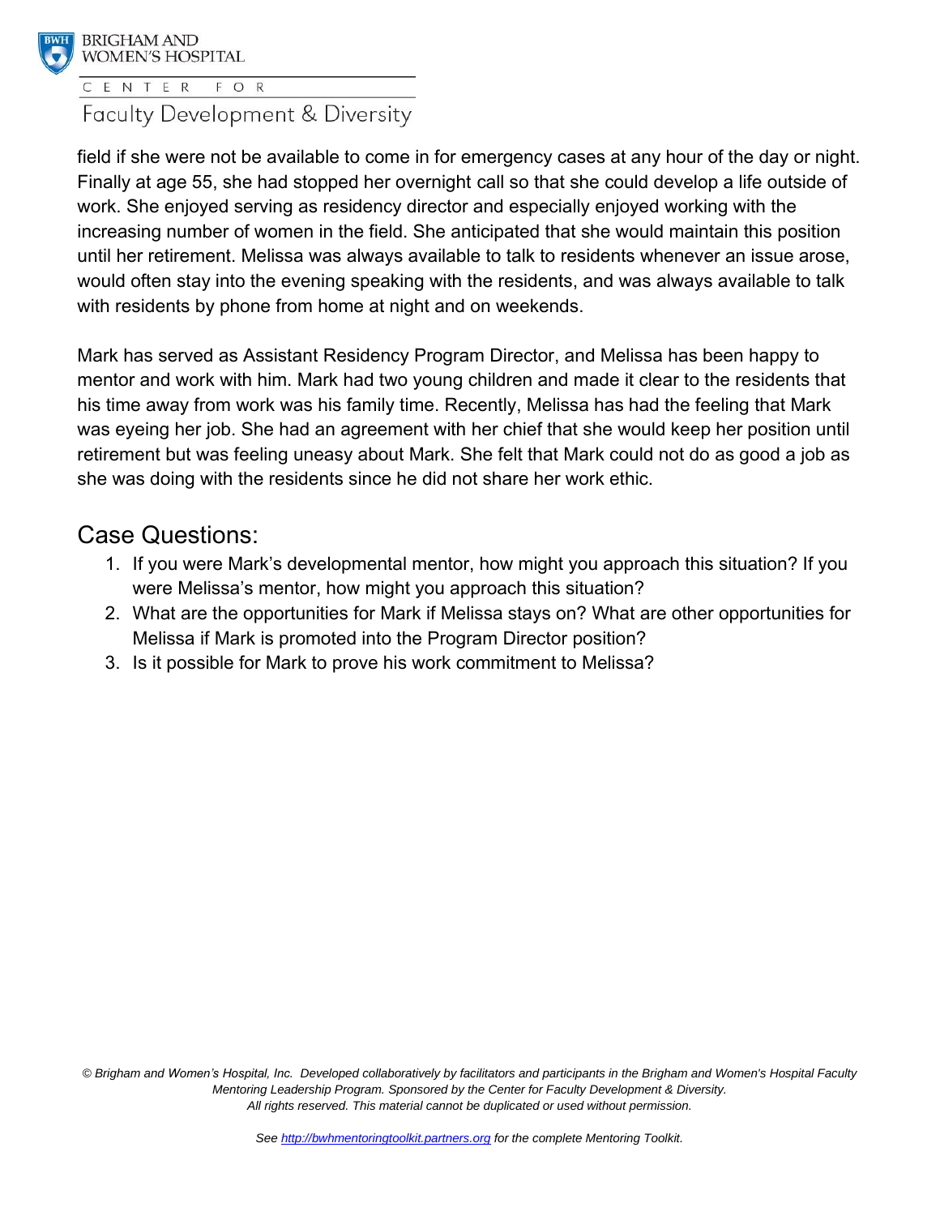field if she were not be available to come in for emergency cases at any hour of the day or night. Finally at age 55, she had stopped her overnight call so that she could develop a life outside of work. She enjoyed serving as residency director and especially enjoyed working with the increasing number of women in the field. She anticipated that she would maintain this position until her retirement. Melissa was always available to talk to residents whenever an issue arose, would often stay into the evening speaking with the residents, and was always available to talk with residents by phone from home at night and on weekends.

Mark has served as Assistant Residency Program Director, and Melissa has been happy to mentor and work with him. Mark had two young children and made it clear to the residents that his time away from work was his family time. Recently, Melissa has had the feeling that Mark was eyeing her job. She had an agreement with her chief that she would keep her position until retirement but was feeling uneasy about Mark. She felt that Mark could not do as good a job as she was doing with the residents since he did not share her work ethic.

## Case Questions:

1. If you were Mark's developmental mentor, how might you approach this situation? If you were Melissa's mentor, how might you approach this situation?
2. What are the opportunities for Mark if Melissa stays on? What are other opportunities for Melissa if Mark is promoted into the Program Director position?
3. Is it possible for Mark to prove his work commitment to Melissa?

*© Brigham and Women's Hospital, Inc. Developed collaboratively by facilitators and participants in the Brigham and Women's Hospital Faculty Mentoring Leadership Program. Sponsored by the Center for Faculty Development & Diversity. All rights reserved. This material cannot be duplicated or used without permission.*

*See http://bwhmentoringtoolkit.partners.org for the complete Mentoring Toolkit.*